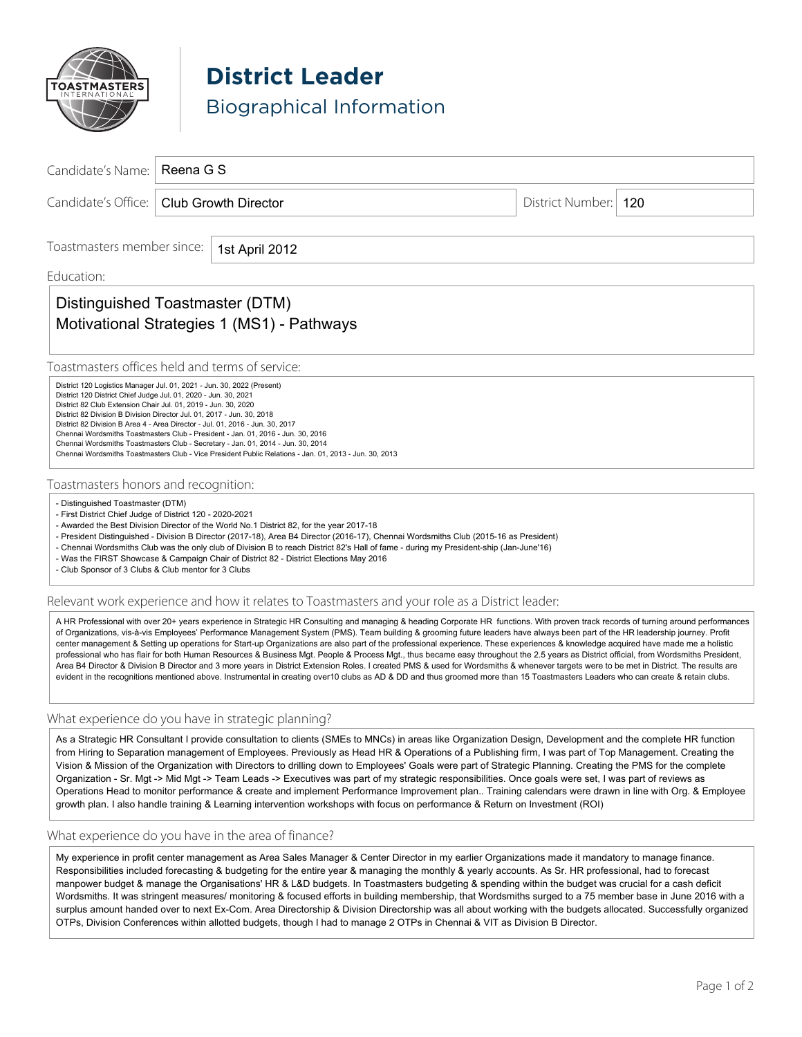# District Leader

## Biographical Information

**Candidate's Name:** Reena G S

**Candidate's Office:** Club Growth Director

**District Number:** 120

**Toastmasters member since:** 1st April 2012

**Education:**

Distinguished Toastmaster (DTM)
Motivational Strategies 1 (MS1) - Pathways

**Toastmasters offices held and terms of service:**

District 120 Logistics Manager Jul. 01, 2021 - Jun. 30, 2022 (Present)
District 120 District Chief Judge Jul. 01, 2020 - Jun. 30, 2021
District 82 Club Extension Chair Jul. 01, 2019 - Jun. 30, 2020
District 82 Division B Division Director Jul. 01, 2017 - Jun. 30, 2018
District 82 Division B Area 4 - Area Director - Jul. 01, 2016 - Jun. 30, 2017
Chennai Wordsmiths Toastmasters Club - President - Jan. 01, 2016 - Jun. 30, 2016
Chennai Wordsmiths Toastmasters Club - Secretary - Jan. 01, 2014 - Jun. 30, 2014
Chennai Wordsmiths Toastmasters Club - Vice President Public Relations - Jan. 01, 2013 - Jun. 30, 2013

**Toastmasters honors and recognition:**

- Distinguished Toastmaster (DTM)
- First District Chief Judge of District 120 - 2020-2021
- Awarded the Best Division Director of the World No.1 District 82, for the year 2017-18
- President Distinguished - Division B Director (2017-18), Area B4 Director (2016-17), Chennai Wordsmiths Club (2015-16 as President)
- Chennai Wordsmiths Club was the only club of Division B to reach District 82's Hall of fame - during my President-ship (Jan-June'16)
- Was the FIRST Showcase & Campaign Chair of District 82 - District Elections May 2016
- Club Sponsor of 3 Clubs & Club mentor for 3 Clubs

**Relevant work experience and how it relates to Toastmasters and your role as a District leader:**

A HR Professional with over 20+ years experience in Strategic HR Consulting and managing & heading Corporate HR functions. With proven track records of turning around performances of Organizations, vis-à-vis Employees' Performance Management System (PMS). Team building & grooming future leaders have always been part of the HR leadership journey. Profit center management & Setting up operations for Start-up Organizations are also part of the professional experience. These experiences & knowledge acquired have made me a holistic professional who has flair for both Human Resources & Business Mgt. People & Process Mgt., thus became easy throughout the 2.5 years as District official, from Wordsmiths President, Area B4 Director & Division B Director and 3 more years in District Extension Roles. I created PMS & used for Wordsmiths & whenever targets were to be met in District. The results are evident in the recognitions mentioned above. Instrumental in creating over10 clubs as AD & DD and thus groomed more than 15 Toastmasters Leaders who can create & retain clubs.

**What experience do you have in strategic planning?**

As a Strategic HR Consultant I provide consultation to clients (SMEs to MNCs) in areas like Organization Design, Development and the complete HR function from Hiring to Separation management of Employees. Previously as Head HR & Operations of a Publishing firm, I was part of Top Management. Creating the Vision & Mission of the Organization with Directors to drilling down to Employees' Goals were part of Strategic Planning. Creating the PMS for the complete Organization - Sr. Mgt -> Mid Mgt -> Team Leads -> Executives was part of my strategic responsibilities. Once goals were set, I was part of reviews as Operations Head to monitor performance & create and implement Performance Improvement plan.. Training calendars were drawn in line with Org. & Employee growth plan. I also handle training & Learning intervention workshops with focus on performance & Return on Investment (ROI)

**What experience do you have in the area of finance?**

My experience in profit center management as Area Sales Manager & Center Director in my earlier Organizations made it mandatory to manage finance. Responsibilities included forecasting & budgeting for the entire year & managing the monthly & yearly accounts. As Sr. HR professional, had to forecast manpower budget & manage the Organisations' HR & L&D budgets. In Toastmasters budgeting & spending within the budget was crucial for a cash deficit Wordsmiths. It was stringent measures/ monitoring & focused efforts in building membership, that Wordsmiths surged to a 75 member base in June 2016 with a surplus amount handed over to next Ex-Com. Area Directorship & Division Directorship was all about working with the budgets allocated. Successfully organized OTPs, Division Conferences within allotted budgets, though I had to manage 2 OTPs in Chennai & VIT as Division B Director.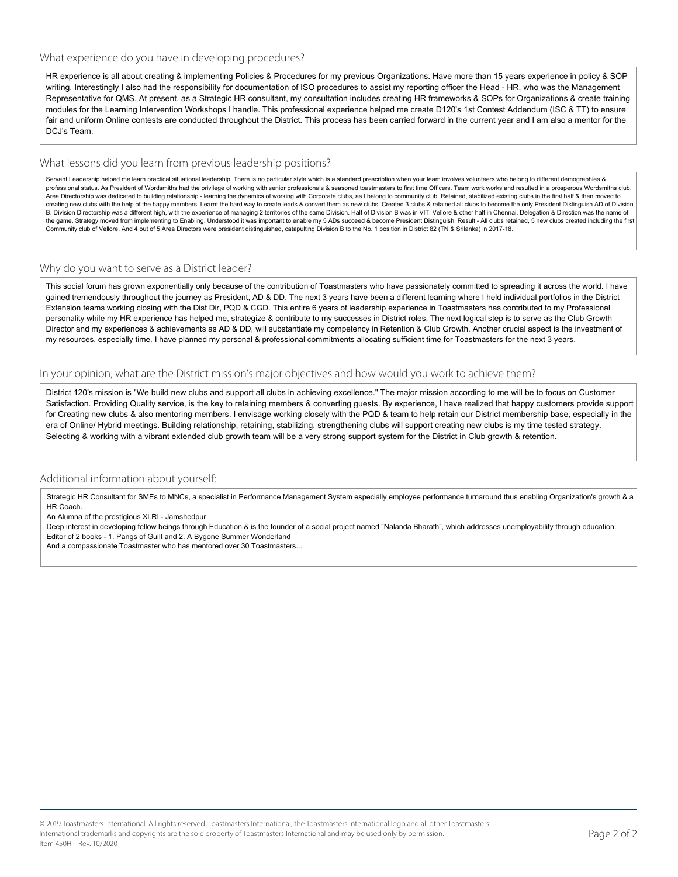## What experience do you have in developing procedures?

HR experience is all about creating & implementing Policies & Procedures for my previous Organizations. Have more than 15 years experience in policy & SOP writing. Interestingly I also had the responsibility for documentation of ISO procedures to assist my reporting officer the Head - HR, who was the Management Representative for QMS. At present, as a Strategic HR consultant, my consultation includes creating HR frameworks & SOPs for Organizations & create training modules for the Learning Intervention Workshops I handle. This professional experience helped me create D120's 1st Contest Addendum (ISC & TT) to ensure fair and uniform Online contests are conducted throughout the District. This process has been carried forward in the current year and I am also a mentor for the DCJ's Team.

## What lessons did you learn from previous leadership positions?

Servant Leadership helped me learn practical situational leadership. There is no particular style which is a standard prescription when your team involves volunteers who belong to different demographies & professional status. As President of Wordsmiths had the privilege of working with senior professionals & seasoned toastmasters to first time Officers. Team work works and resulted in a prosperous Wordsmiths club. Area Directorship was dedicated to building relationship - learning the dynamics of working with Corporate clubs, as I belong to community club. Retained, stabilized existing clubs in the first half & then moved to creating new clubs with the help of the happy members. Learnt the hard way to create leads & convert them as new clubs. Created 3 clubs & retained all clubs to become the only President Distinguish AD of Division B. Division Directorship was a different high, with the experience of managing 2 territories of the same Division. Half of Division B was in VIT, Vellore & other half in Chennai. Delegation & Direction was the name of the game. Strategy moved from implementing to Enabling. Understood it was important to enable my 5 ADs succeed & become President Distinguish. Result - All clubs retained, 5 new clubs created including the first Community club of Vellore. And 4 out of 5 Area Directors were president distinguished, catapulting Division B to the No. 1 position in District 82 (TN & Srilanka) in 2017-18.

## Why do you want to serve as a District leader?

This social forum has grown exponentially only because of the contribution of Toastmasters who have passionately committed to spreading it across the world. I have gained tremendously throughout the journey as President, AD & DD. The next 3 years have been a different learning where I held individual portfolios in the District Extension teams working closing with the Dist Dir, PQD & CGD. This entire 6 years of leadership experience in Toastmasters has contributed to my Professional personality while my HR experience has helped me, strategize & contribute to my successes in District roles. The next logical step is to serve as the Club Growth Director and my experiences & achievements as AD & DD, will substantiate my competency in Retention & Club Growth. Another crucial aspect is the investment of my resources, especially time. I have planned my personal & professional commitments allocating sufficient time for Toastmasters for the next 3 years.

## In your opinion, what are the District mission's major objectives and how would you work to achieve them?

District 120's mission is "We build new clubs and support all clubs in achieving excellence." The major mission according to me will be to focus on Customer Satisfaction. Providing Quality service, is the key to retaining members & converting guests. By experience, I have realized that happy customers provide support for Creating new clubs & also mentoring members. I envisage working closely with the PQD & team to help retain our District membership base, especially in the era of Online/ Hybrid meetings. Building relationship, retaining, stabilizing, strengthening clubs will support creating new clubs is my time tested strategy. Selecting & working with a vibrant extended club growth team will be a very strong support system for the District in Club growth & retention.

## Additional information about yourself:

Strategic HR Consultant for SMEs to MNCs, a specialist in Performance Management System especially employee performance turnaround thus enabling Organization's growth & a HR Coach.

An Alumna of the prestigious XLRI - Jamshedpur

Deep interest in developing fellow beings through Education & is the founder of a social project named "Nalanda Bharath", which addresses unemployability through education.

Editor of 2 books - 1. Pangs of Guilt and 2. A Bygone Summer Wonderland

And a compassionate Toastmaster who has mentored over 30 Toastmasters...

© 2019 Toastmasters International. All rights reserved. Toastmasters International, the Toastmasters International logo and all other Toastmasters International trademarks and copyrights are the sole property of Toastmasters International and may be used only by permission.
Item 450H Rev. 10/2020